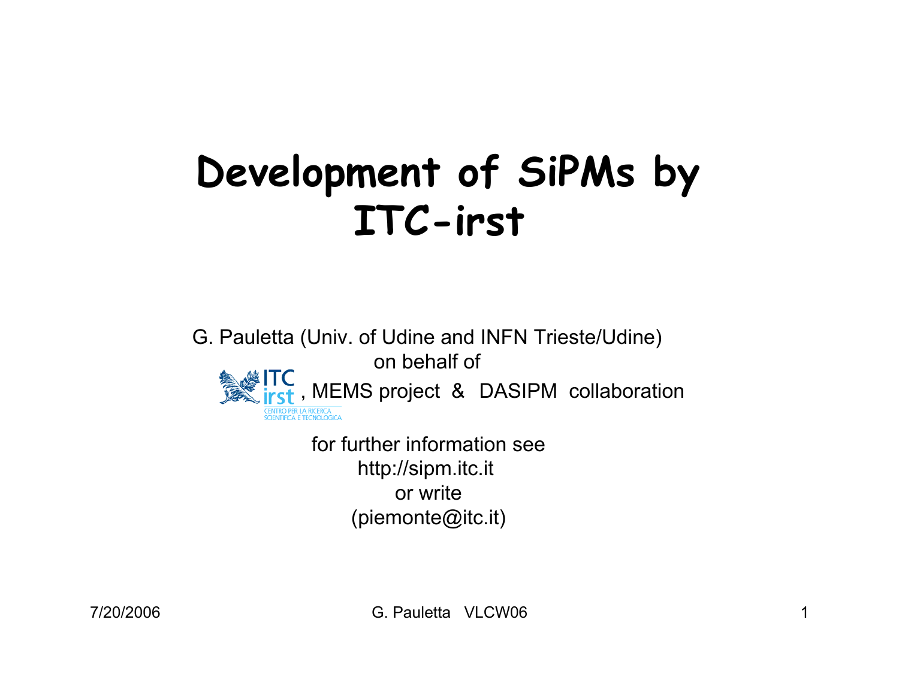# Development of SiPMs by ITC-irst

G. Pauletta (Univ. of Udine and INFN Trieste/Udine)

on behalf of

ITC irst, MEMS project & DASIPM collaboration

CENTRO PER LA RICERCA SCIENTIFICA E TECNOLOGICA

for further information see

http://sipm.itc.it

or write

(piemonte@itc.it)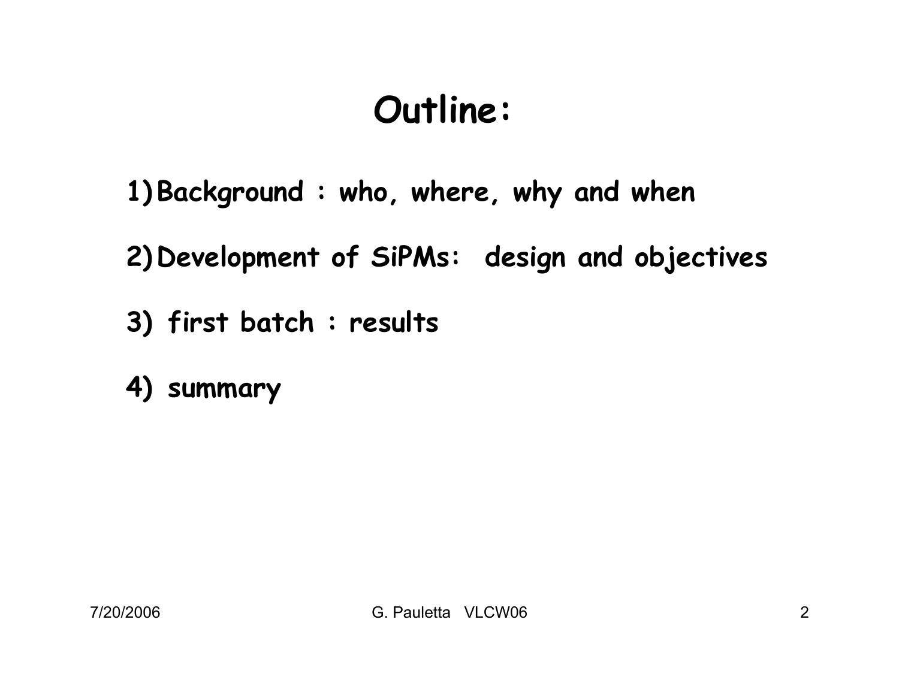# Outline:

1) Background : who, where, why and when

2) Development of SiPMs: design and objectives

3) first batch : results

4) summary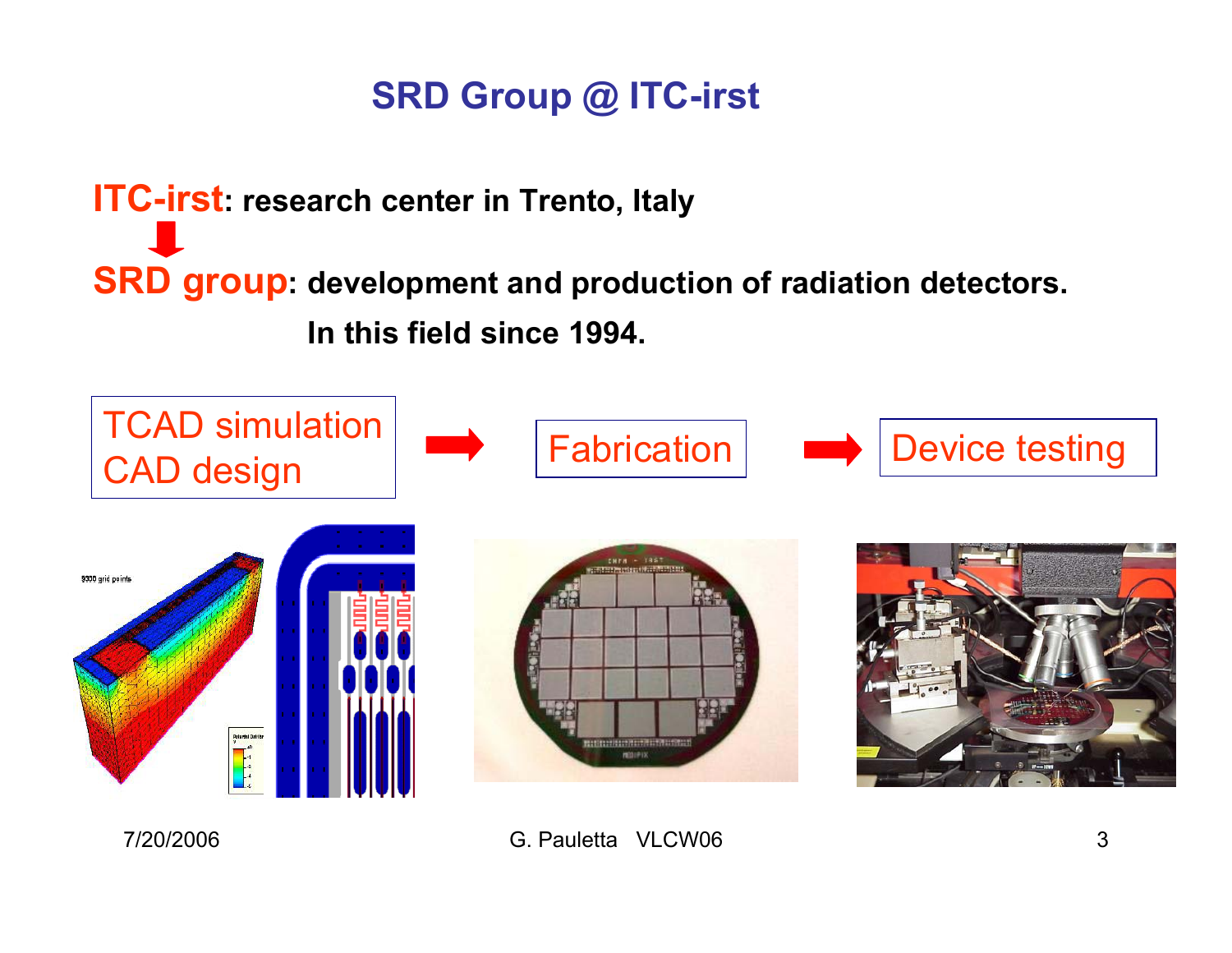# SRD Group @ ITC-irst

**ITC-irst: research center in Trento, Italy**

**SRD group: development and production of radiation detectors. In this field since 1994.**

TCAD simulation
CAD design → Fabrication → Device testing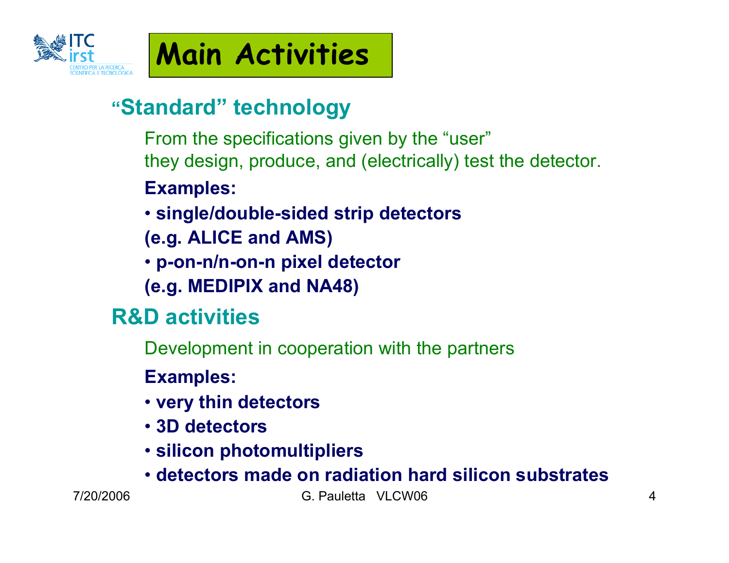# Main Activities

## "Standard" technology

From the specifications given by the "user"
they design, produce, and (electrically) test the detector.

**Examples:**

- **single/double-sided strip detectors**
  **(e.g. ALICE and AMS)**
- **p-on-n/n-on-n pixel detector**
  **(e.g. MEDIPIX and NA48)**

## R&D activities

Development in cooperation with the partners

**Examples:**

- **very thin detectors**
- **3D detectors**
- **silicon photomultipliers**
- **detectors made on radiation hard silicon substrates**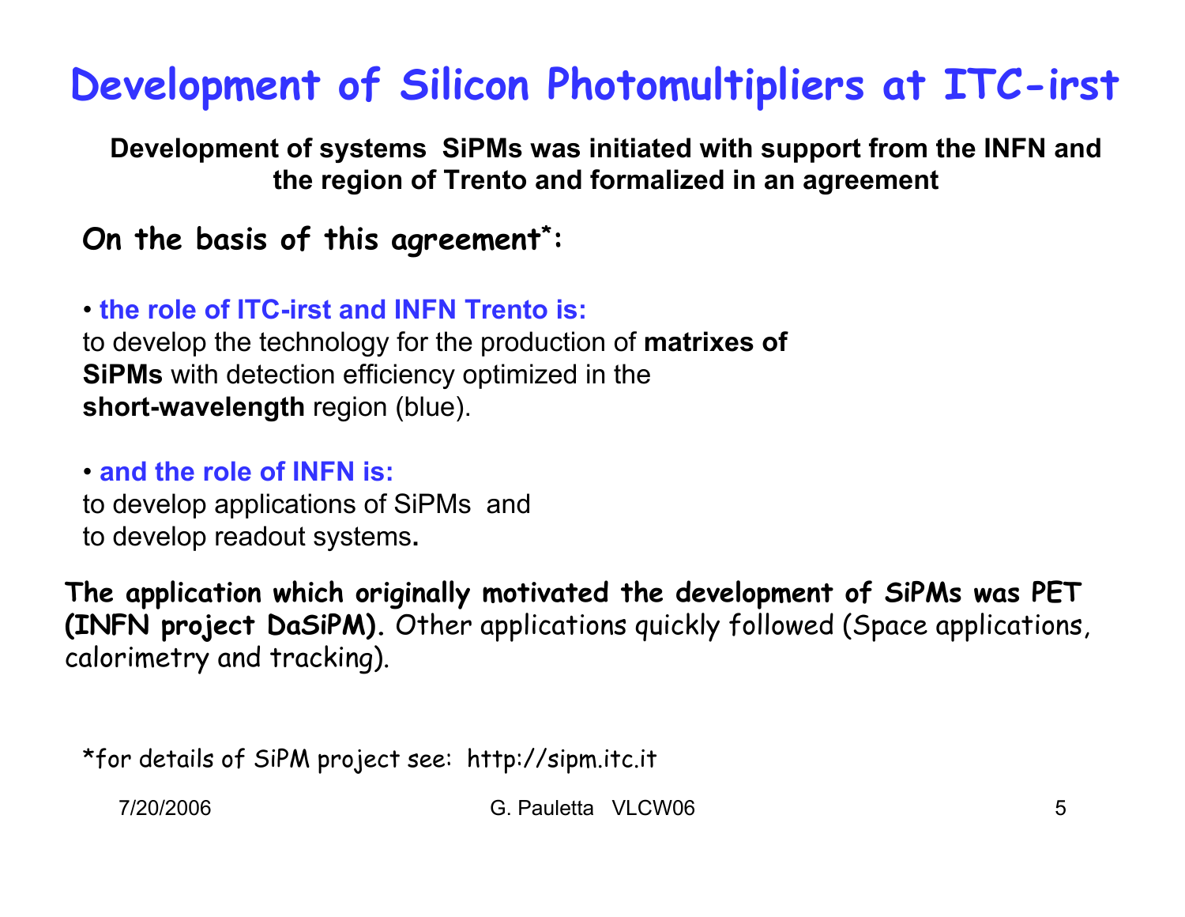# Development of Silicon Photomultipliers at ITC-irst

**Development of systems SiPMs was initiated with support from the INFN and the region of Trento and formalized in an agreement**

**On the basis of this agreement*:**

- **the role of ITC-irst and INFN Trento is:**
  to develop the technology for the production of **matrixes of SiPMs** with detection efficiency optimized in the **short-wavelength** region (blue).

- **and the role of INFN is:**
  to develop applications of SiPMs and to develop readout systems**.**

**The application which originally motivated the development of SiPMs was PET (INFN project DaSiPM).** Other applications quickly followed (Space applications, calorimetry and tracking).

*for details of SiPM project see: http://sipm.itc.it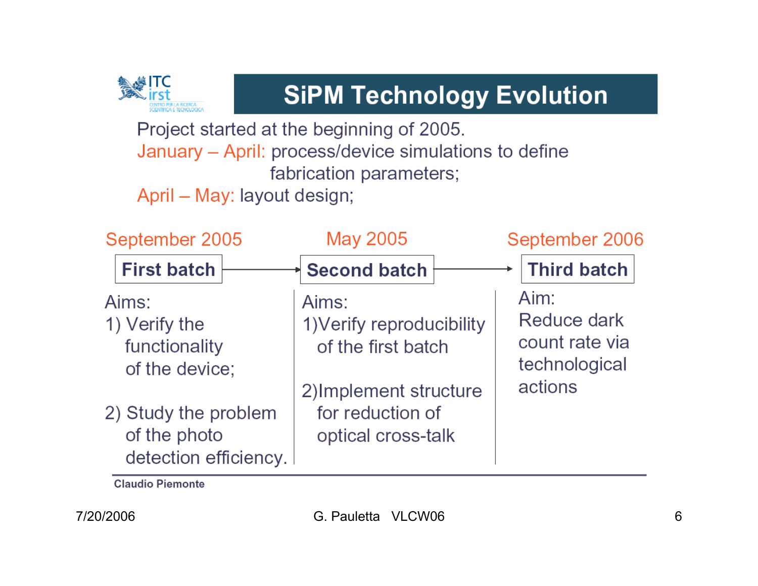# SiPM Technology Evolution

Project started at the beginning of 2005.

January – April: process/device simulations to define fabrication parameters;

April – May: layout design;

| September 2005 | May 2005 | September 2006 |
| --- | --- | --- |
| **First batch** | **Second batch** | **Third batch** |
| Aims: 1) Verify the functionality of the device; 2) Study the problem of the photo detection efficiency. | Aims: 1) Verify reproducibility of the first batch 2) Implement structure for reduction of optical cross-talk | Aim: Reduce dark count rate via technological actions |

Claudio Piemonte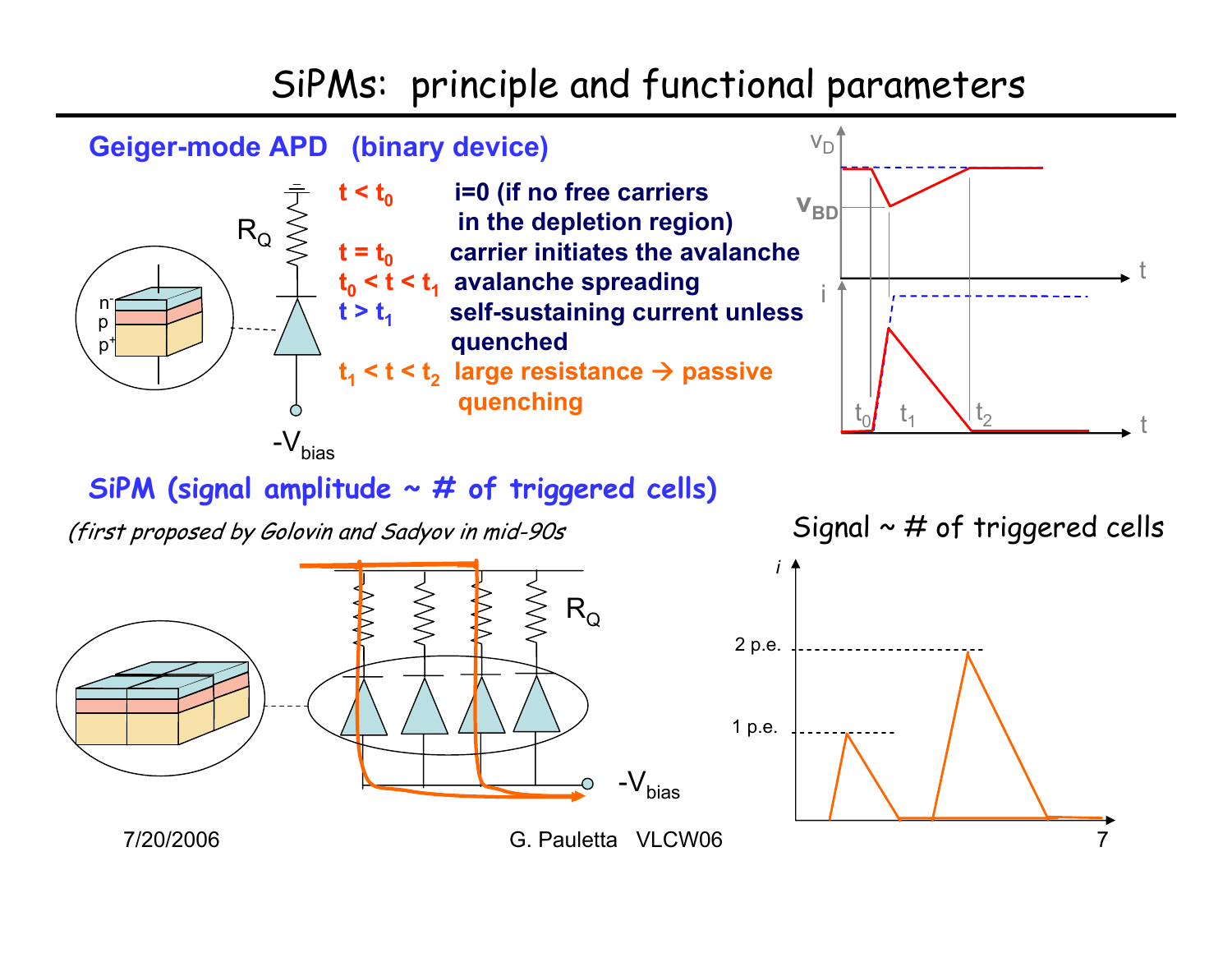# SiPMs: principle and functional parameters

## Geiger-mode APD (binary device)

- $t < t_0$ i=0 (if no free carriers in the depletion region)
- $t = t_0$ carrier initiates the avalanche
- $t_0 < t < t_1$ avalanche spreading
- $t > t_1$ self-sustaining current unless quenched
- $t_1 < t < t_2$ large resistance → passive quenching

## SiPM (signal amplitude ~ # of triggered cells)

*(first proposed by Golovin and Sadyov in mid-90s*

Signal ~ # of triggered cells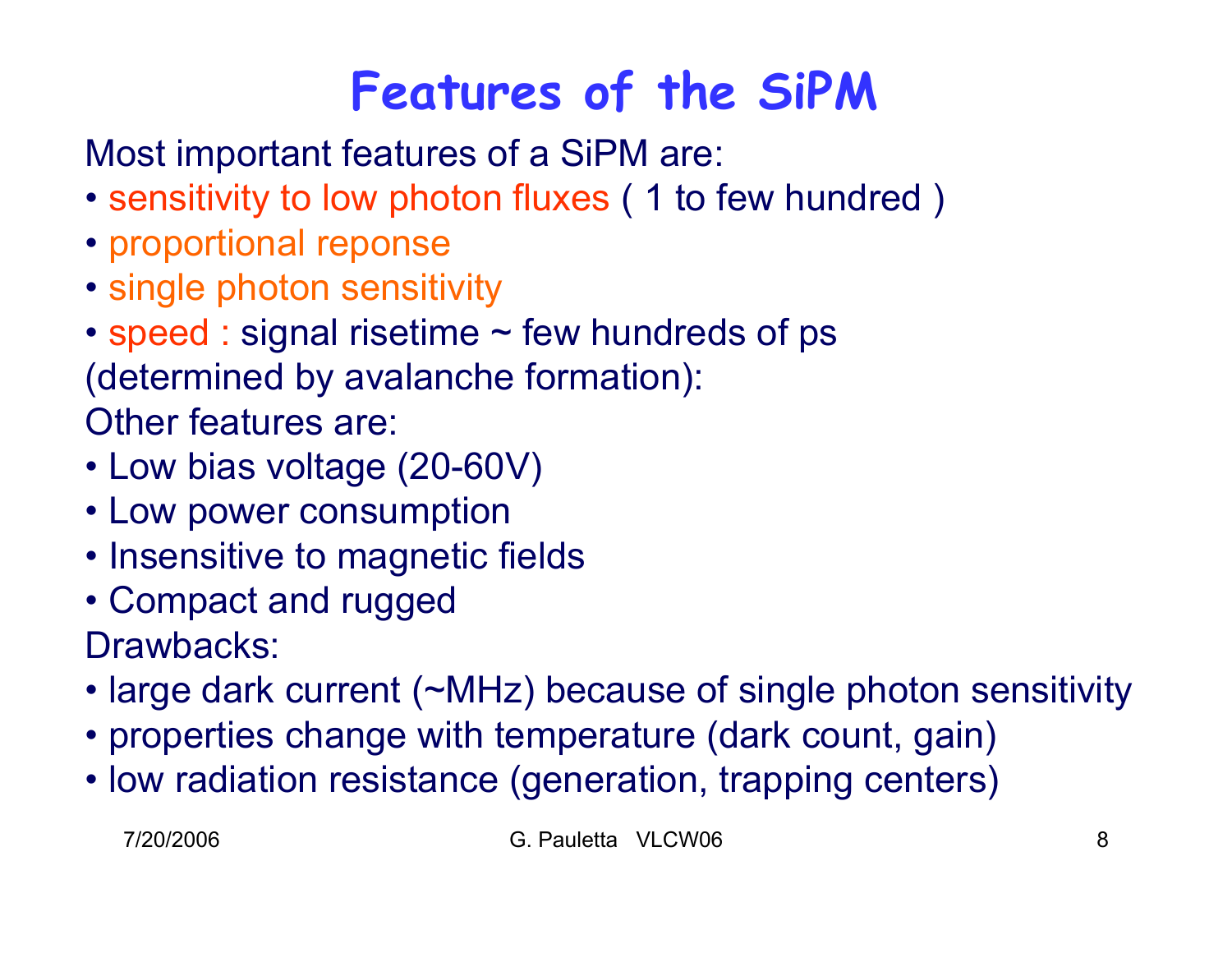# Features of the SiPM

Most important features of a SiPM are:

- sensitivity to low photon fluxes ( 1 to few hundred )
- proportional reponse
- single photon sensitivity
- speed : signal risetime ~ few hundreds of ps

(determined by avalanche formation):

Other features are:

- Low bias voltage (20-60V)
- Low power consumption
- Insensitive to magnetic fields
- Compact and rugged

Drawbacks:

- large dark current (~MHz) because of single photon sensitivity
- properties change with temperature (dark count, gain)
- low radiation resistance (generation, trapping centers)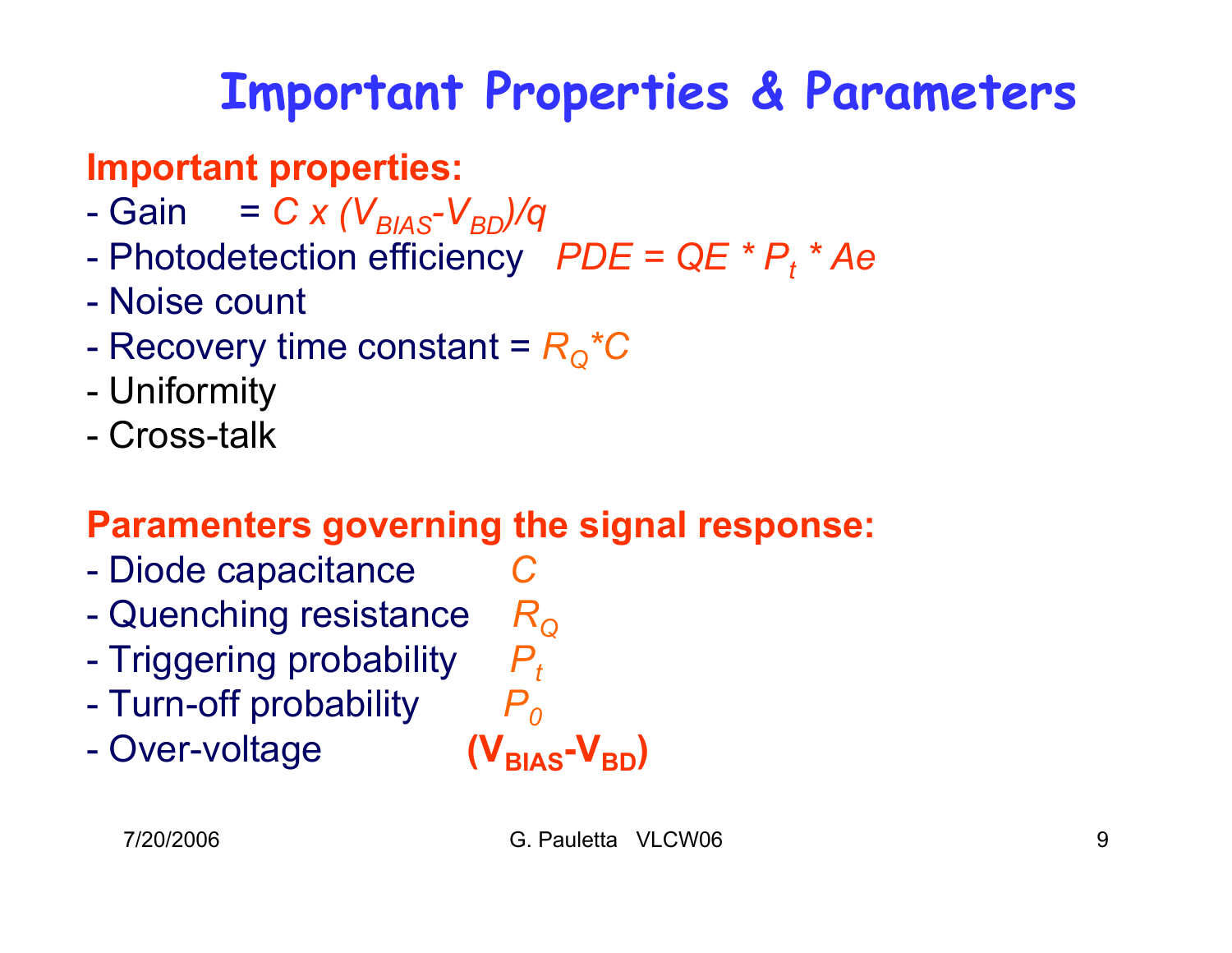# Important Properties & Parameters

**Important properties:**

- Gain = $C \times (V_{BIAS}-V_{BD})/q$
- Photodetection efficiency $PDE = QE * P_t * Ae$
- Noise count
- Recovery time constant = $R_Q*C$
- Uniformity
- Cross-talk

**Paramenters governing the signal response:**

- Diode capacitance $C$
- Quenching resistance $R_Q$
- Triggering probability $P_t$
- Turn-off probability $P_0$
- Over-voltage $(V_{BIAS}-V_{BD})$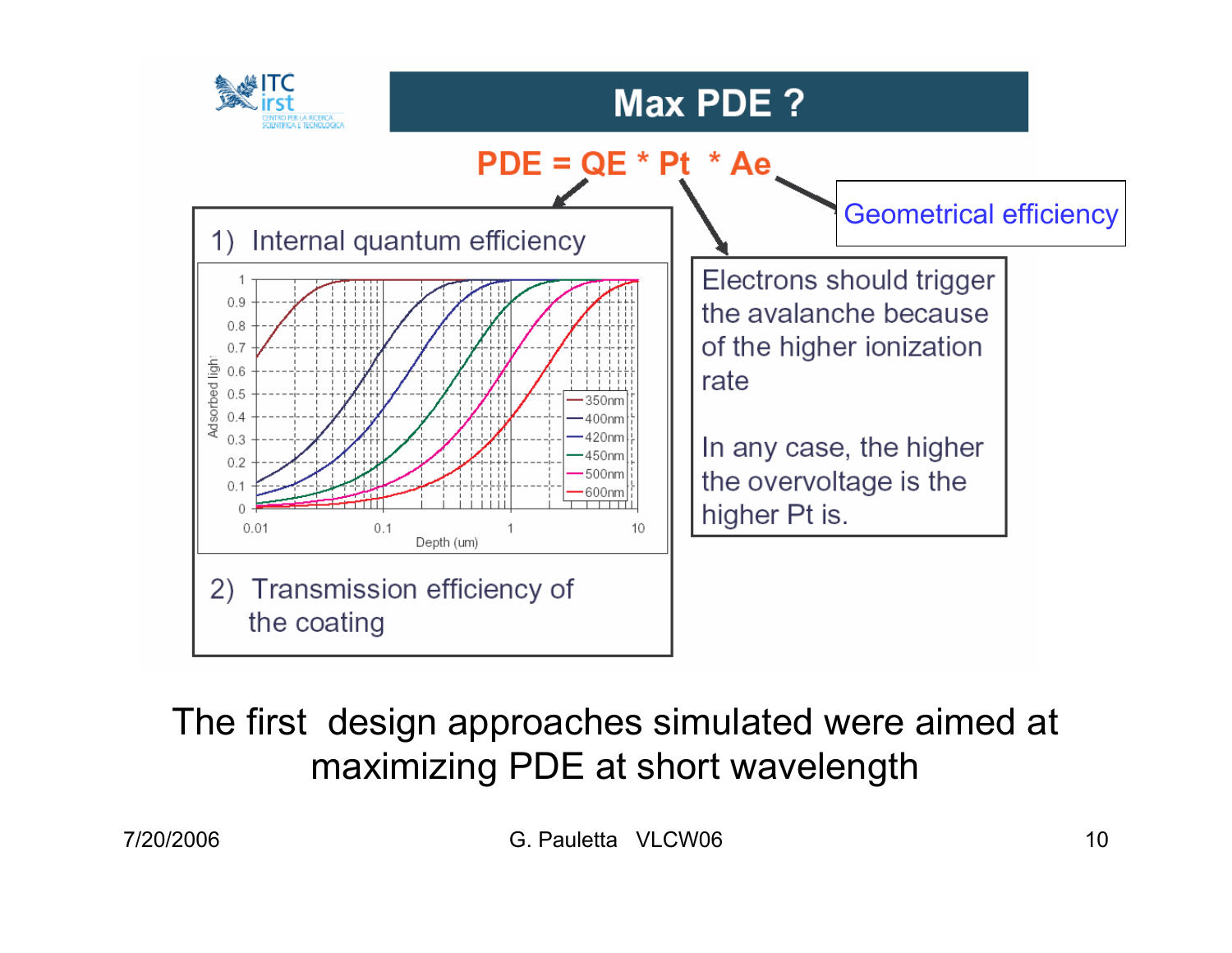# Max PDE ?

**PDE = QE * Pt * Ae**

1) Internal quantum efficiency

2) Transmission efficiency of the coating

Electrons should trigger the avalanche because of the higher ionization rate

In any case, the higher the overvoltage is the higher Pt is.

Geometrical efficiency

The first design approaches simulated were aimed at maximizing PDE at short wavelength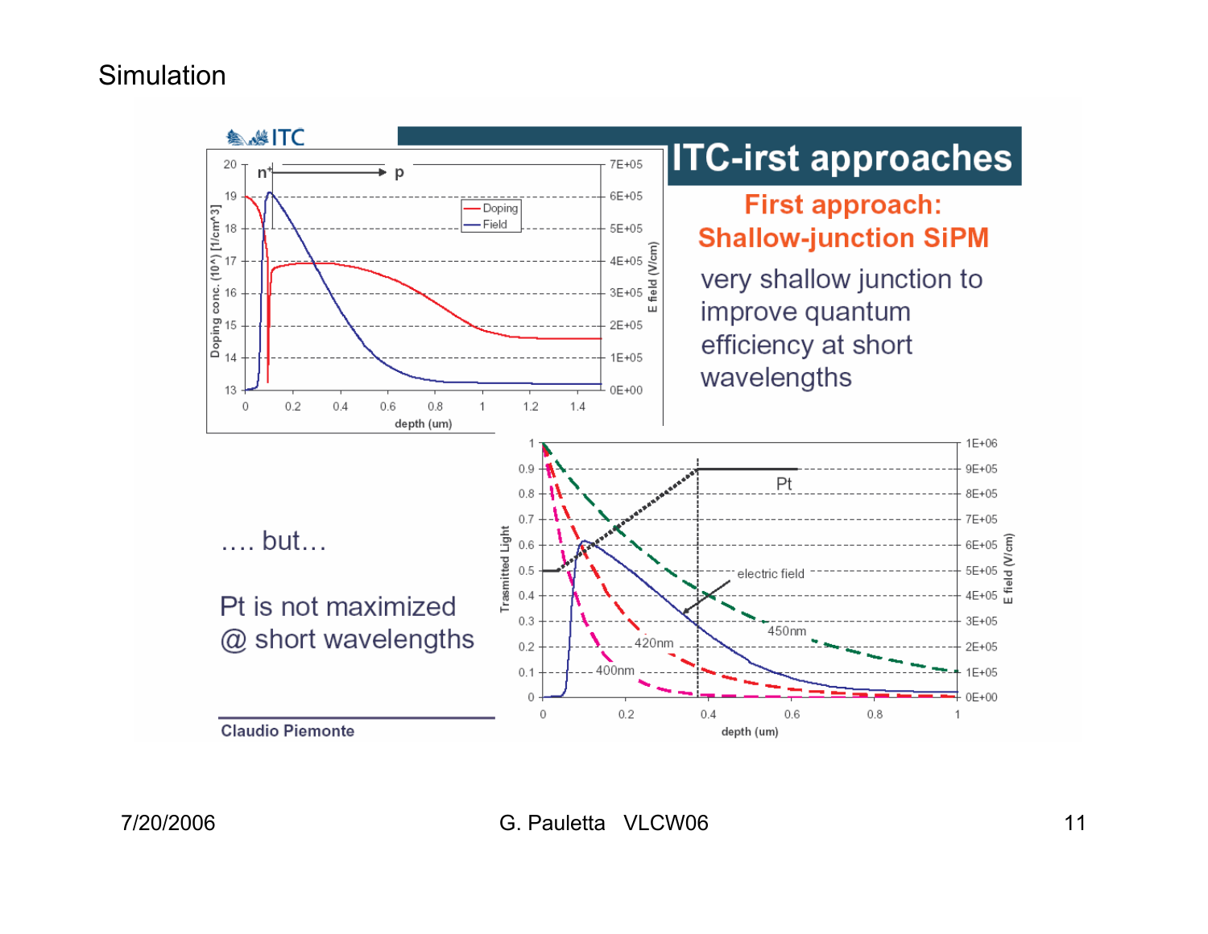# Simulation

## ITC-irst approaches

### First approach: Shallow-junction SiPM

very shallow junction to improve quantum efficiency at short wavelengths

…. but…

Pt is not maximized @ short wavelengths

Claudio Piemonte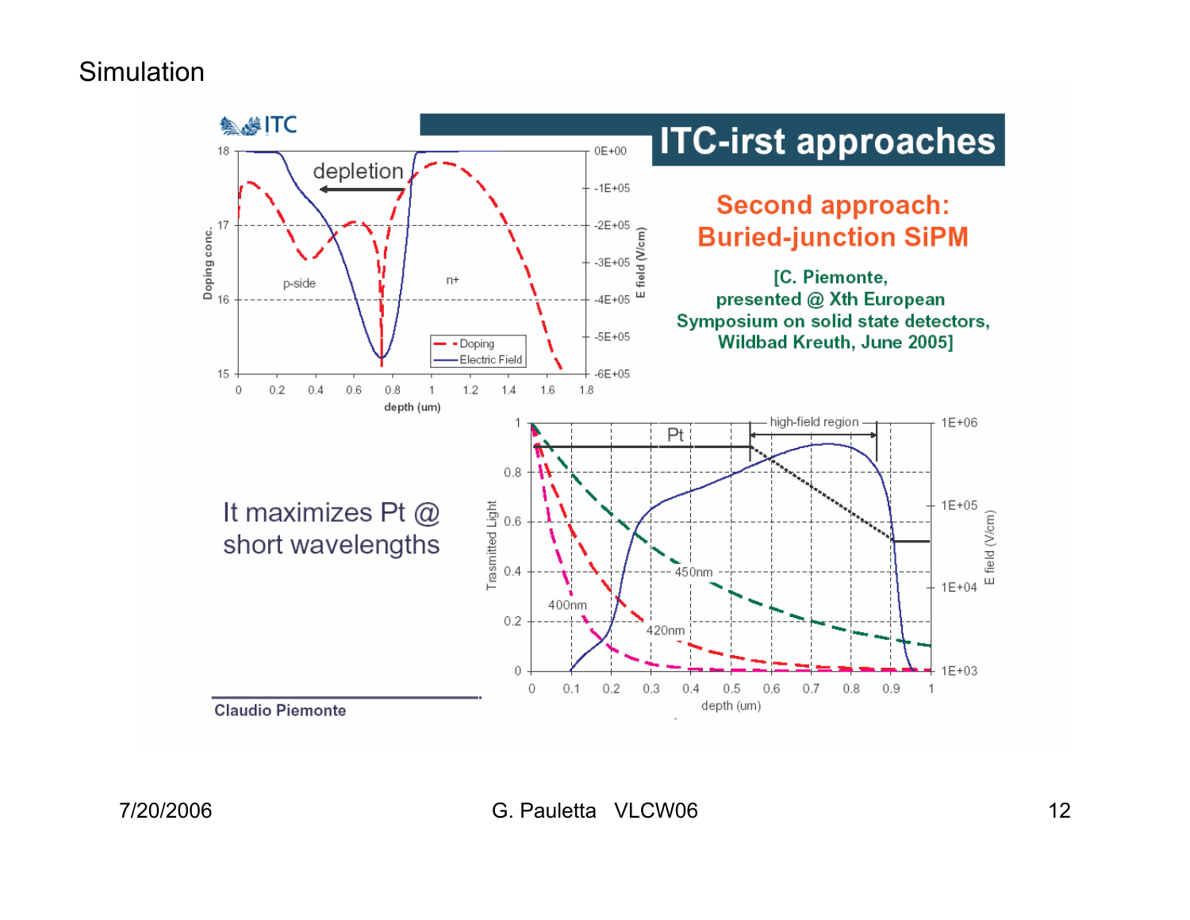# Simulation

## ITC-irst approaches

### Second approach: Buried-junction SiPM

[C. Piemonte, presented @ Xth European Symposium on solid state detectors, Wildbad Kreuth, June 2005]

It maximizes Pt @ short wavelengths

Claudio Piemonte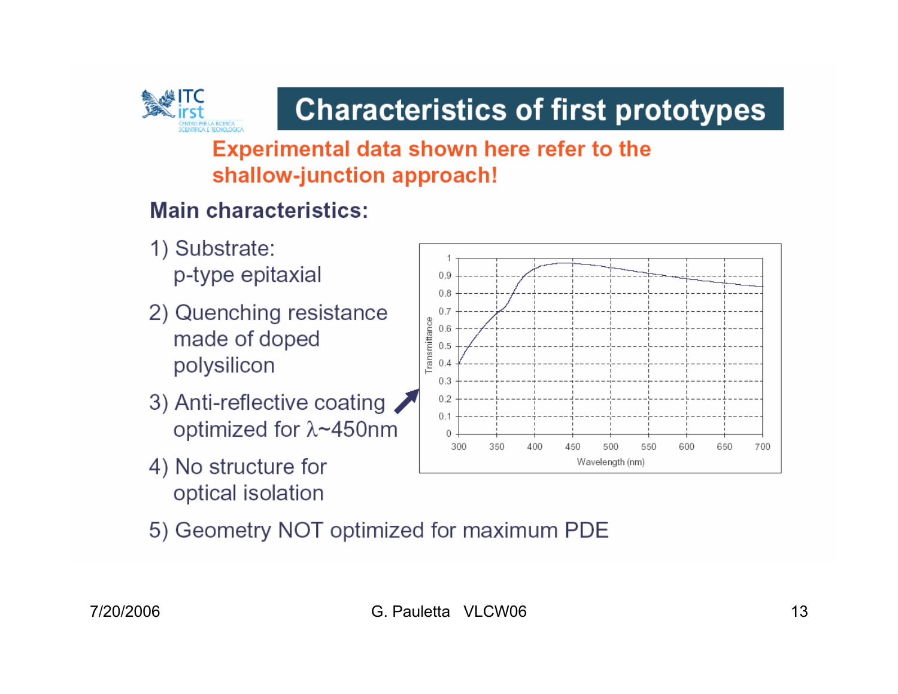# Characteristics of first prototypes

**Experimental data shown here refer to the shallow-junction approach!**

**Main characteristics:**

1) Substrate:
   p-type epitaxial

2) Quenching resistance
   made of doped
   polysilicon

3) Anti-reflective coating
   optimized for λ~450nm

4) No structure for
   optical isolation

5) Geometry NOT optimized for maximum PDE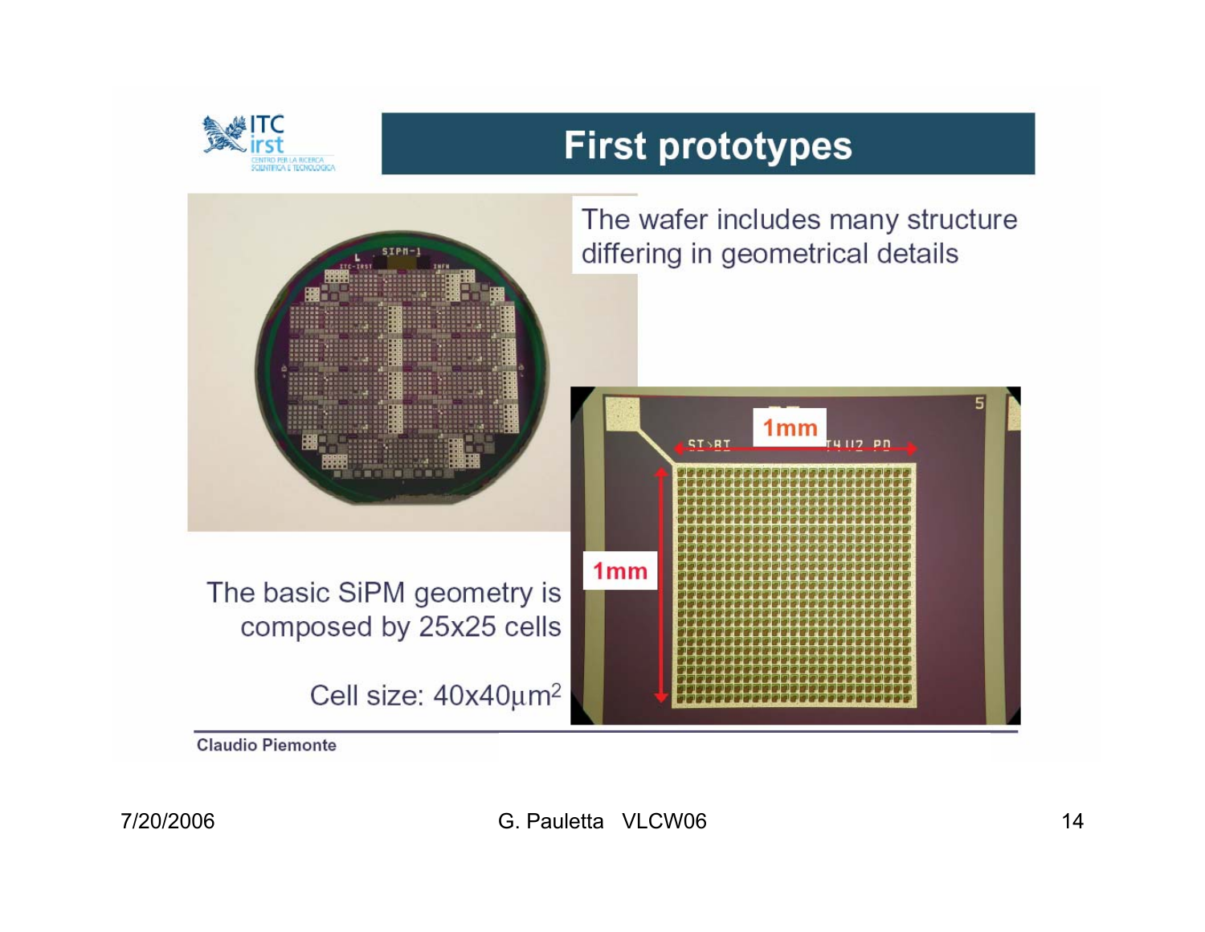# First prototypes

The wafer includes many structure differing in geometrical details

The basic SiPM geometry is composed by 25x25 cells

Cell size: $40 \times 40 \mu m^2$

1mm

1mm

Claudio Piemonte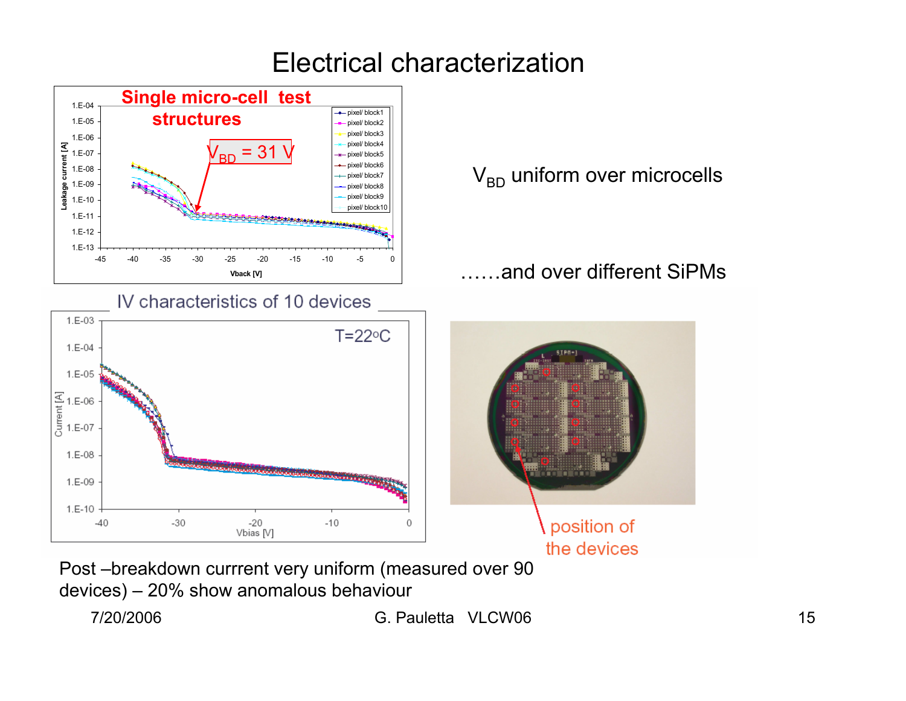# Electrical characterization

**Single micro-cell test structures**

$V_{BD} = 31$ V

$V_{BD}$ uniform over microcells

……and over different SiPMs

IV characteristics of 10 devices

T=22°C

position of the devices

Post –breakdown currrent very uniform (measured over 90 devices) – 20% show anomalous behaviour

7/20/2006 G. Pauletta VLCW06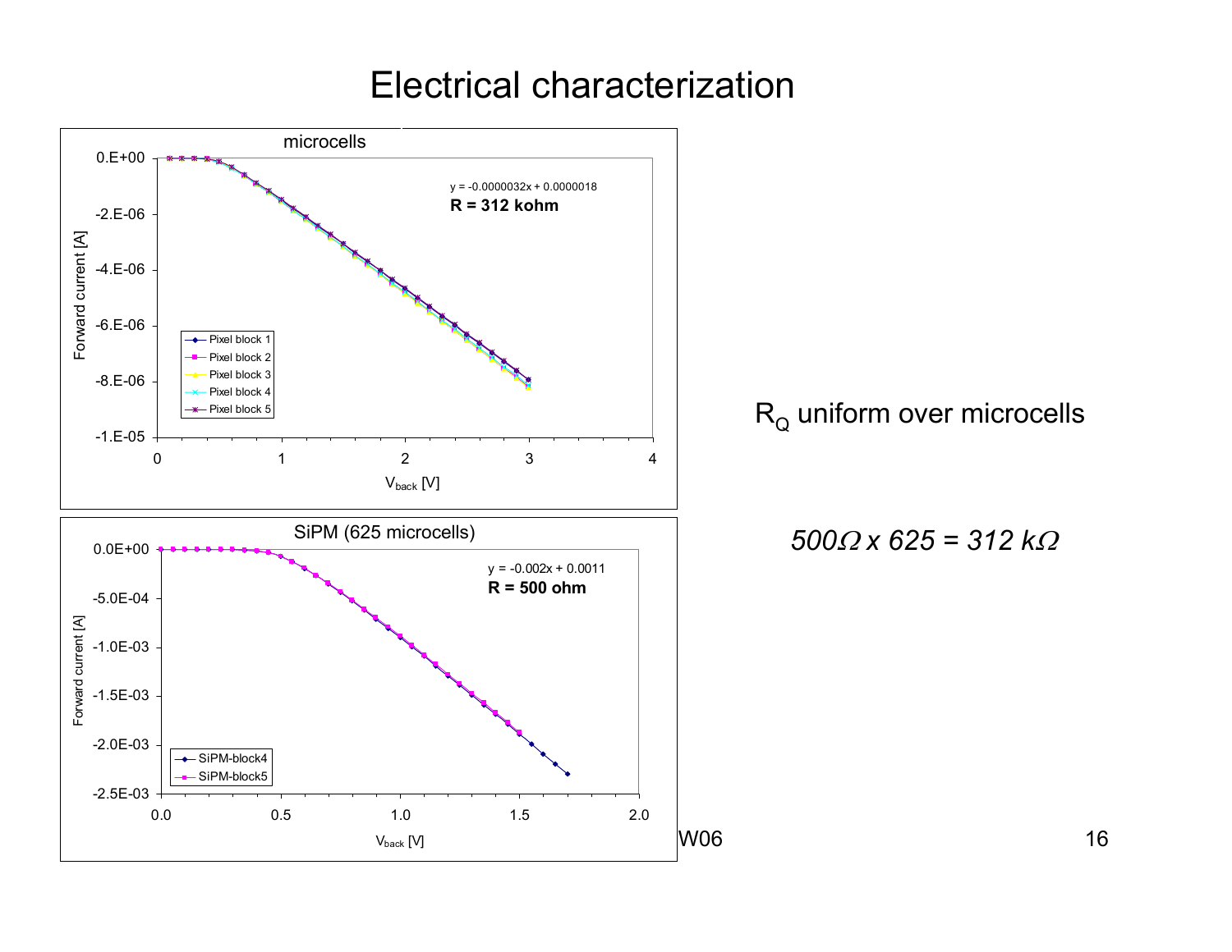# Electrical characterization

**microcells**

y = -0.0000032x + 0.0000018

**R = 312 kohm**

Forward current [A] vs. $V_{back}$ [V]

Pixel block 1, Pixel block 2, Pixel block 3, Pixel block 4, Pixel block 5

**SiPM (625 microcells)**

y = -0.002x + 0.0011

**R = 500 ohm**

Forward current [A] vs. $V_{back}$ [V]

SiPM-block4, SiPM-block5

$R_Q$ uniform over microcells

$500\Omega \times 625 = 312\ k\Omega$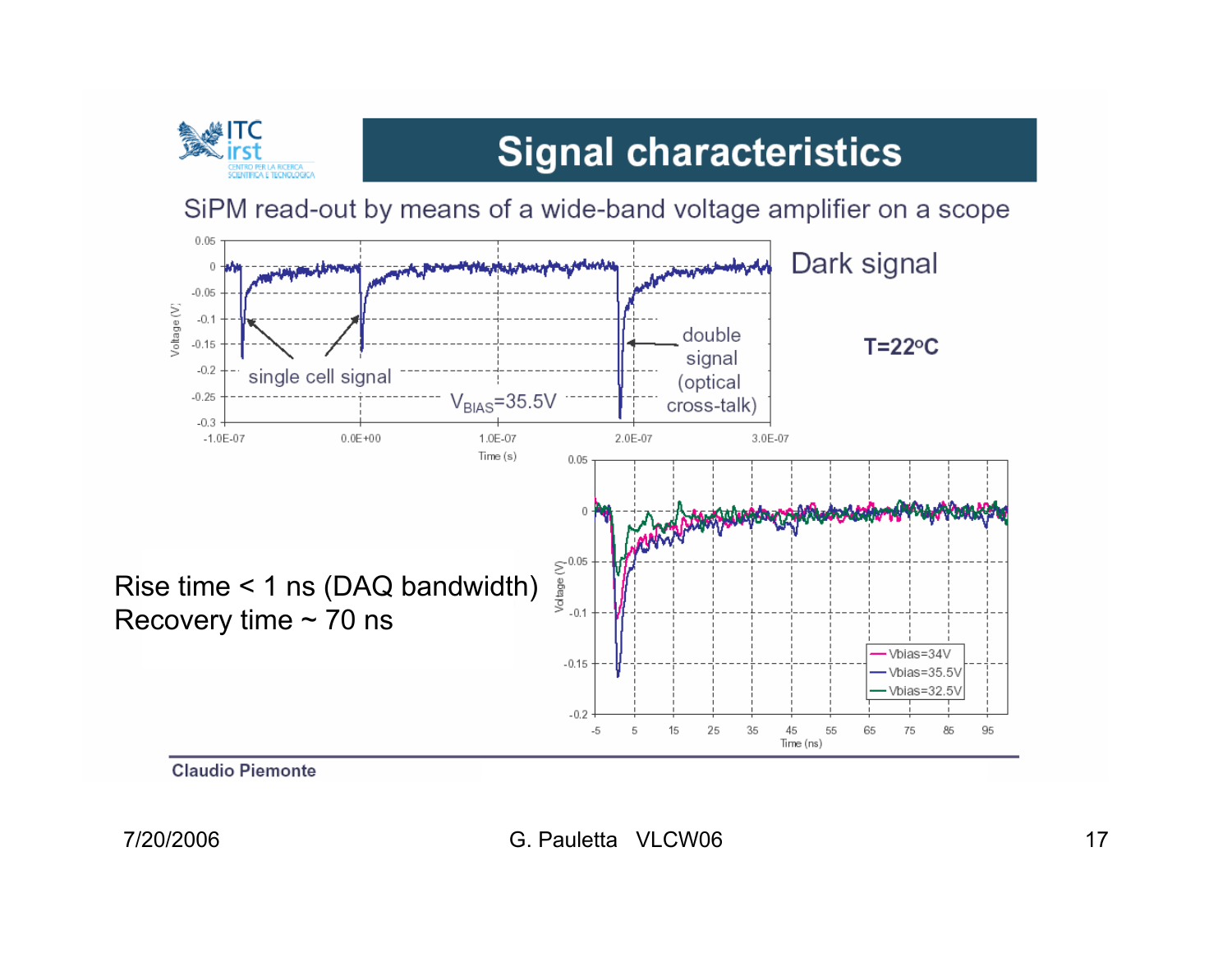# Signal characteristics

SiPM read-out by means of a wide-band voltage amplifier on a scope

Dark signal

T=22°C

Rise time < 1 ns (DAQ bandwidth)
Recovery time ~ 70 ns

Claudio Piemonte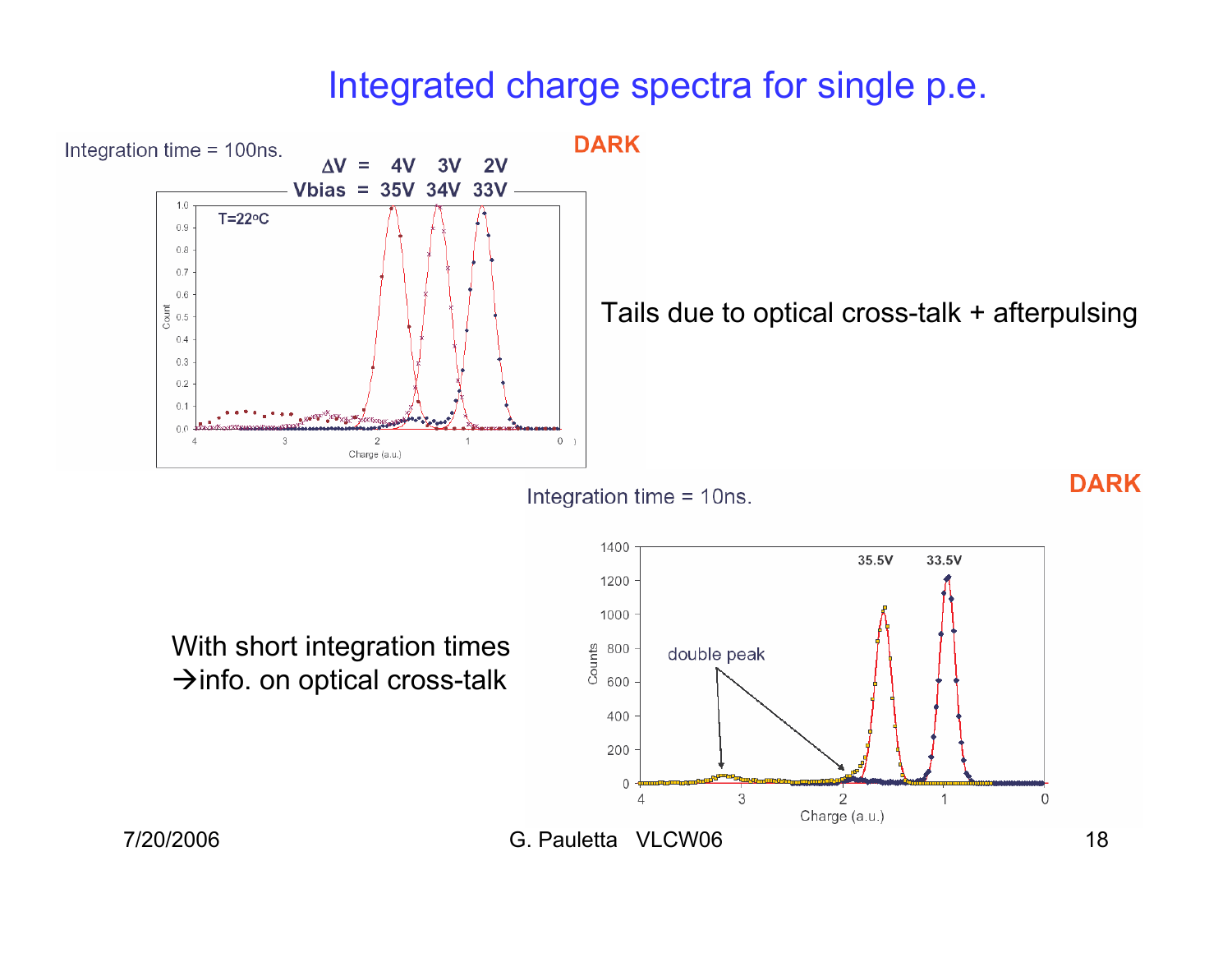# Integrated charge spectra for single p.e.

Integration time = 100ns.

**DARK**

$\Delta V$ = 4V 3V 2V
Vbias = 35V 34V 33V

T=22°C

Count

Charge (a.u.)

Tails due to optical cross-talk + afterpulsing

Integration time = 10ns.

**DARK**

35.5V 33.5V

double peak

Counts

Charge (a.u.)

With short integration times
→info. on optical cross-talk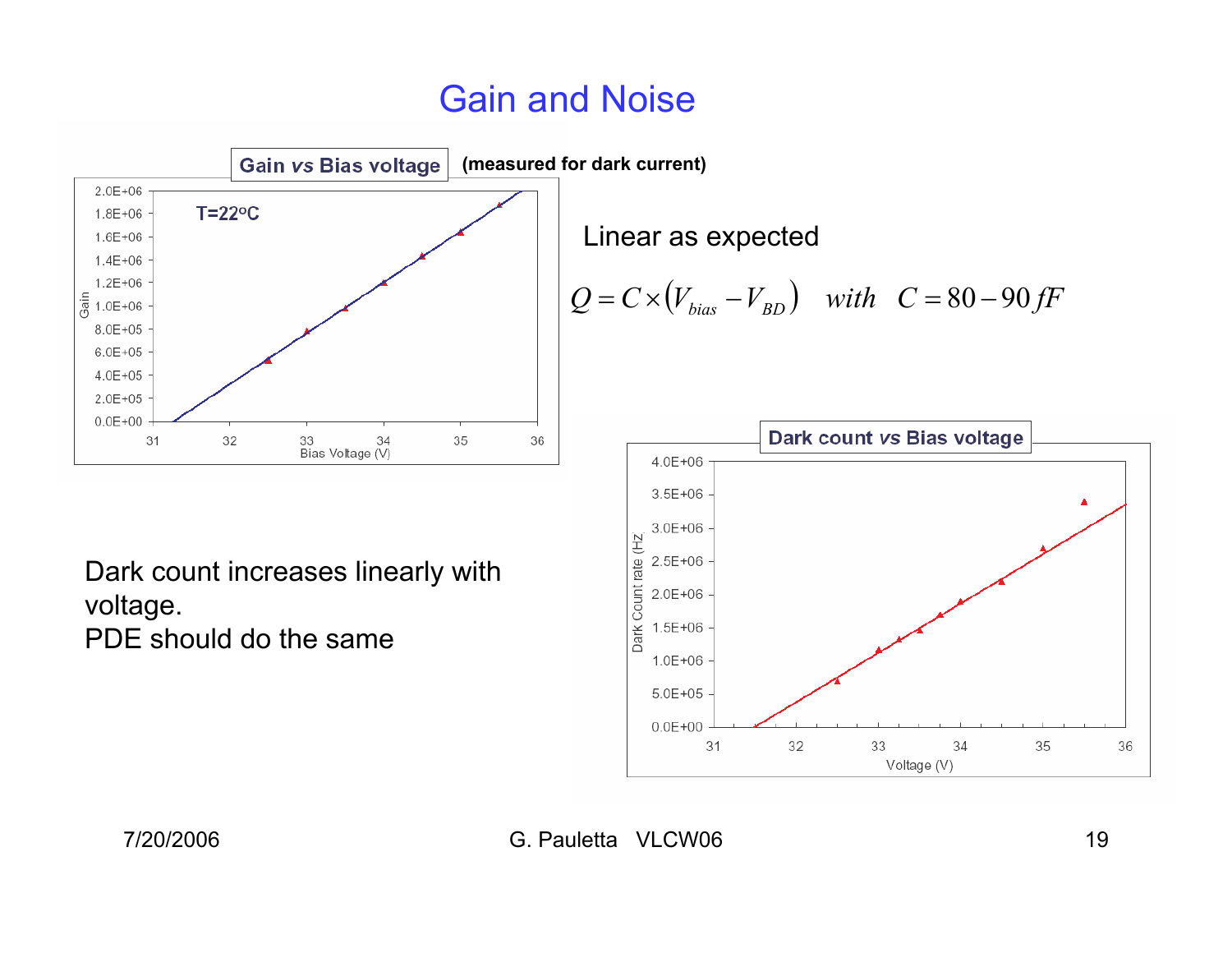# Gain and Noise

**Gain vs Bias voltage** **(measured for dark current)**

T=22°C

Linear as expected

$$Q = C \times (V_{bias} - V_{BD}) \quad with \quad C = 80 - 90\,fF$$

**Dark count vs Bias voltage**

Dark count increases linearly with voltage.
PDE should do the same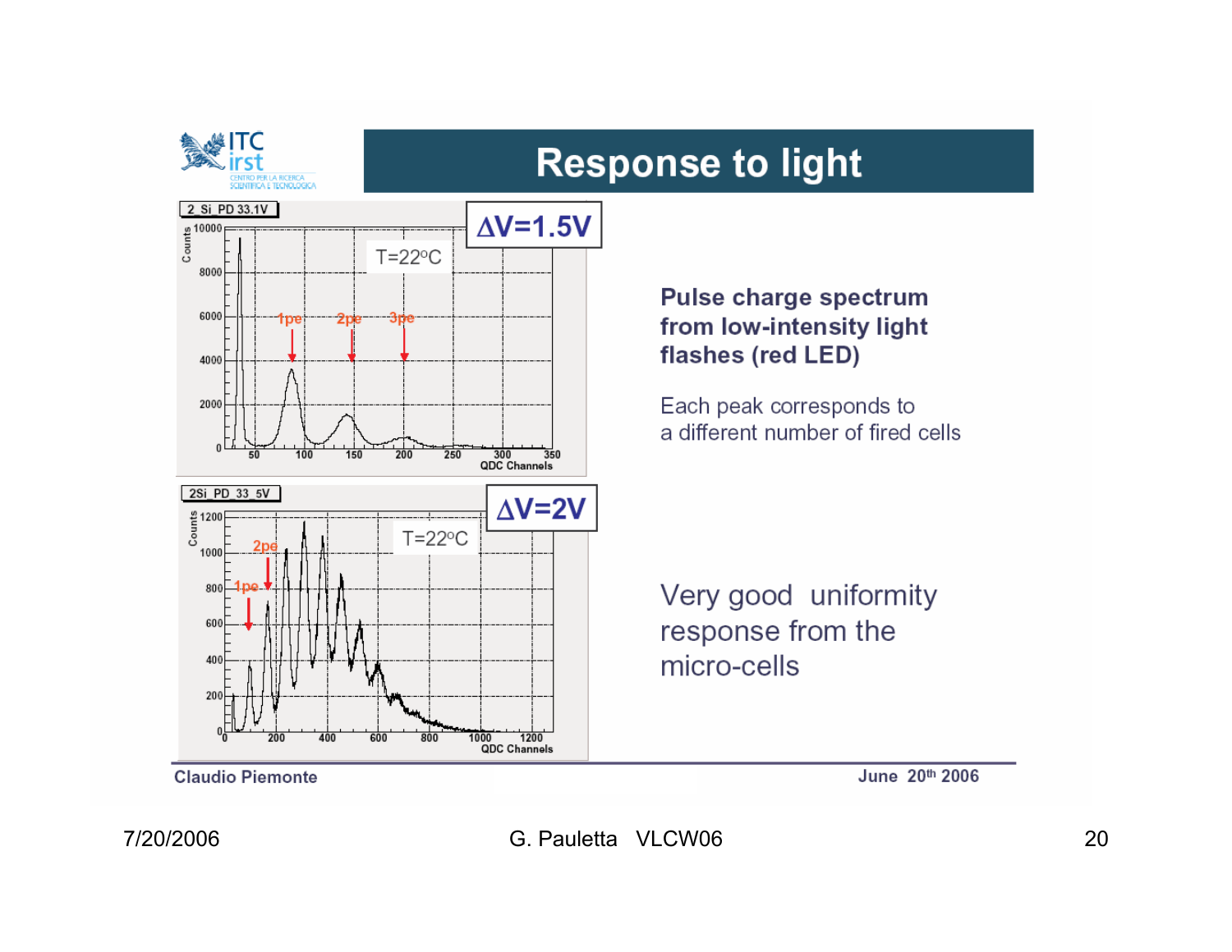# Response to light

**Pulse charge spectrum from low-intensity light flashes (red LED)**

Each peak corresponds to a different number of fired cells

Very good uniformity response from the micro-cells

**Claudio Piemonte** **June 20th 2006**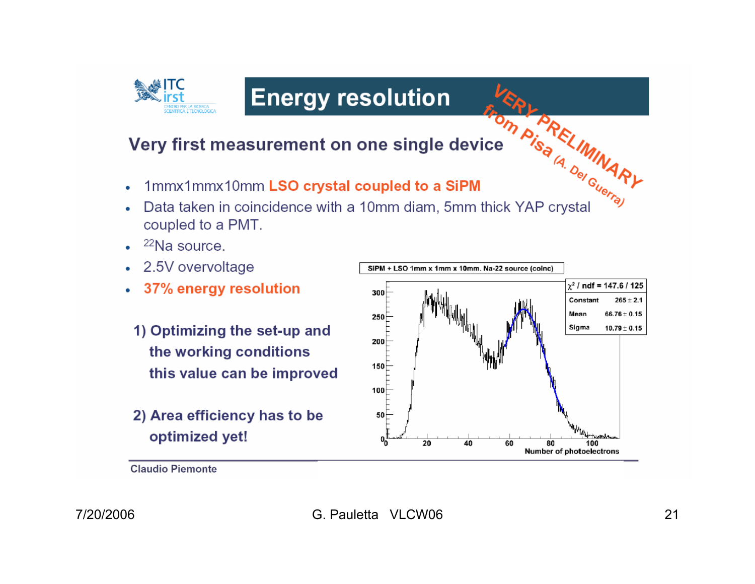# Energy resolution

VERY PRELIMINARY from Pisa (A. Del Guerra)

## Very first measurement on one single device

- 1mmx1mmx10mm **LSO crystal coupled to a SiPM**
- Data taken in coincidence with a 10mm diam, 5mm thick YAP crystal coupled to a PMT.
- $^{22}$Na source.
- 2.5V overvoltage
- **37% energy resolution**

**1) Optimizing the set-up and the working conditions this value can be improved**

**2) Area efficiency has to be optimized yet!**

SiPM + LSO 1mm x 1mm x 10mm. Na-22 source (coinc)

| | |
|---|---|
| $\chi^2$ / ndf | 147.6 / 125 |
| Constant | 265 ± 2.1 |
| Mean | 66.76 ± 0.15 |
| Sigma | 10.79 ± 0.15 |

Number of photoelectrons

Claudio Piemonte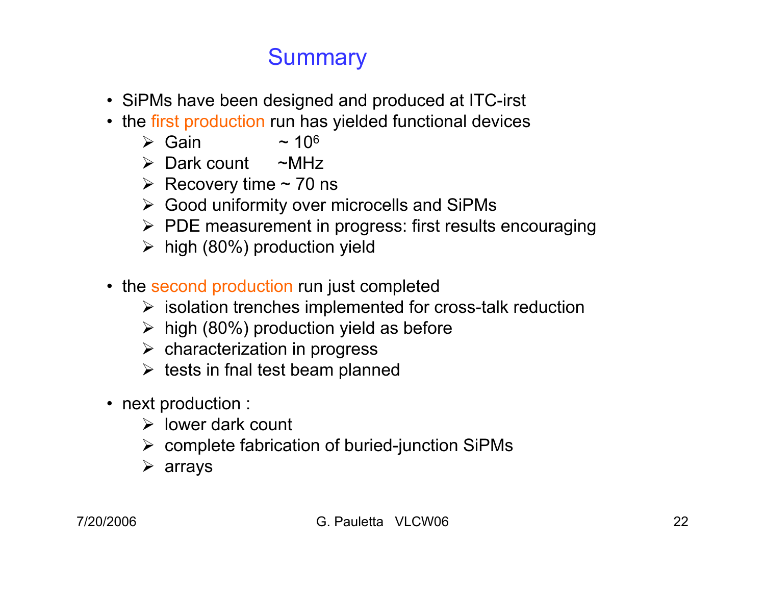# Summary

- SiPMs have been designed and produced at ITC-irst
- the first production run has yielded functional devices
  - Gain ~ $10^6$
  - Dark count ~MHz
  - Recovery time ~ 70 ns
  - Good uniformity over microcells and SiPMs
  - PDE measurement in progress: first results encouraging
  - high (80%) production yield
- the second production run just completed
  - isolation trenches implemented for cross-talk reduction
  - high (80%) production yield as before
  - characterization in progress
  - tests in fnal test beam planned
- next production :
  - lower dark count
  - complete fabrication of buried-junction SiPMs
  - arrays